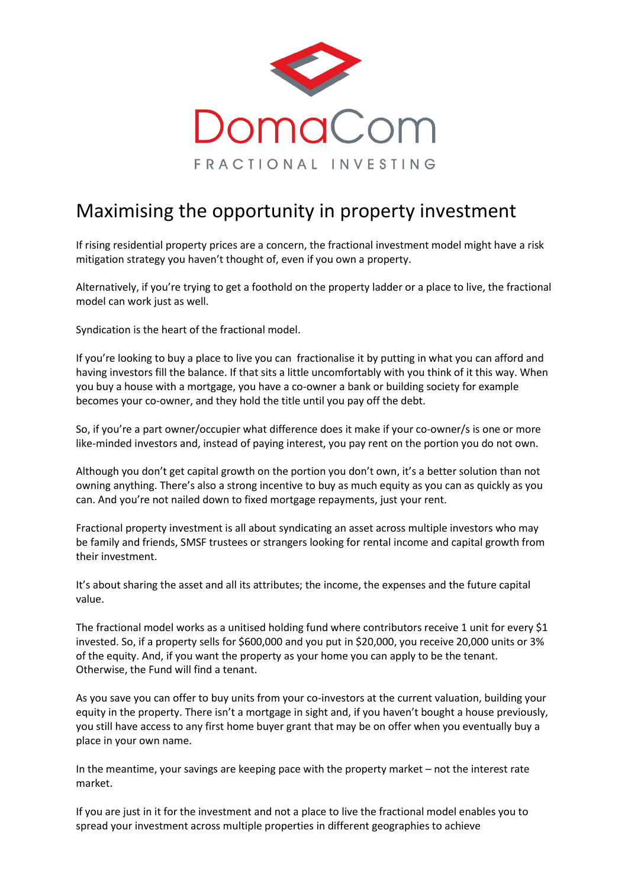DomaCom

FRACTIONAL INVESTING

# Maximising the opportunity in property investment

If rising residential property prices are a concern, the fractional investment model might have a risk mitigation strategy you haven't thought of, even if you own a property.

Alternatively, if you're trying to get a foothold on the property ladder or a place to live, the fractional model can work just as well.

Syndication is the heart of the fractional model.

If you're looking to buy a place to live you can fractionalise it by putting in what you can afford and having investors fill the balance. If that sits a little uncomfortably with you think of it this way. When you buy a house with a mortgage, you have a co-owner a bank or building society for example becomes your co-owner, and they hold the title until you pay off the debt.

So, if you're a part owner/occupier what difference does it make if your co-owner/s is one or more like-minded investors and, instead of paying interest, you pay rent on the portion you do not own.

Although you don't get capital growth on the portion you don't own, it's a better solution than not owning anything. There's also a strong incentive to buy as much equity as you can as quickly as you can. And you're not nailed down to fixed mortgage repayments, just your rent.

Fractional property investment is all about syndicating an asset across multiple investors who may be family and friends, SMSF trustees or strangers looking for rental income and capital growth from their investment.

It's about sharing the asset and all its attributes; the income, the expenses and the future capital value.

The fractional model works as a unitised holding fund where contributors receive 1 unit for every $1 invested. So, if a property sells for $600,000 and you put in $20,000, you receive 20,000 units or 3% of the equity. And, if you want the property as your home you can apply to be the tenant. Otherwise, the Fund will find a tenant.

As you save you can offer to buy units from your co-investors at the current valuation, building your equity in the property. There isn't a mortgage in sight and, if you haven't bought a house previously, you still have access to any first home buyer grant that may be on offer when you eventually buy a place in your own name.

In the meantime, your savings are keeping pace with the property market – not the interest rate market.

If you are just in it for the investment and not a place to live the fractional model enables you to spread your investment across multiple properties in different geographies to achieve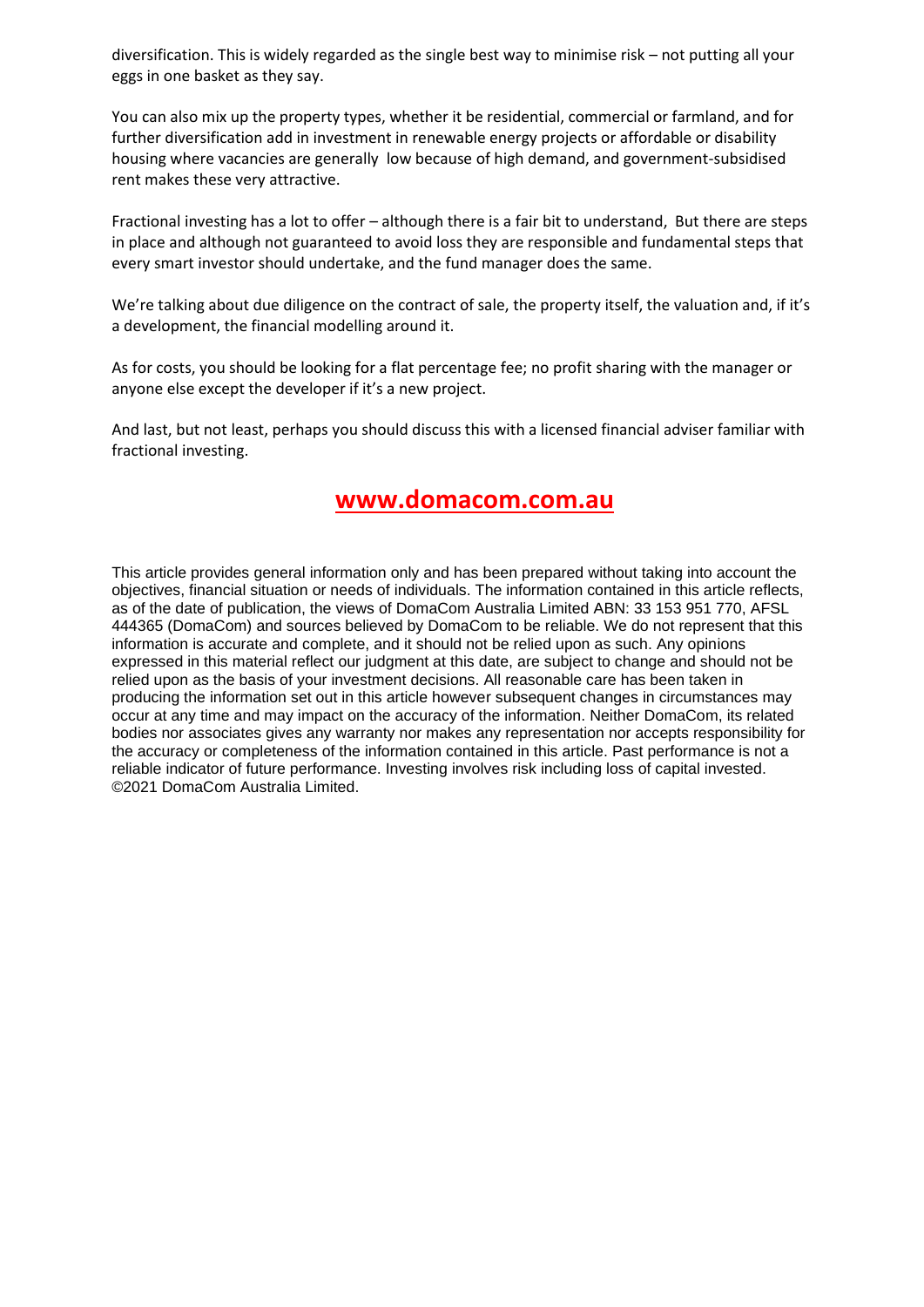diversification. This is widely regarded as the single best way to minimise risk – not putting all your eggs in one basket as they say.

You can also mix up the property types, whether it be residential, commercial or farmland, and for further diversification add in investment in renewable energy projects or affordable or disability housing where vacancies are generally low because of high demand, and government-subsidised rent makes these very attractive.

Fractional investing has a lot to offer – although there is a fair bit to understand, But there are steps in place and although not guaranteed to avoid loss they are responsible and fundamental steps that every smart investor should undertake, and the fund manager does the same.

We're talking about due diligence on the contract of sale, the property itself, the valuation and, if it's a development, the financial modelling around it.

As for costs, you should be looking for a flat percentage fee; no profit sharing with the manager or anyone else except the developer if it's a new project.

And last, but not least, perhaps you should discuss this with a licensed financial adviser familiar with fractional investing.

**www.domacom.com.au**

This article provides general information only and has been prepared without taking into account the objectives, financial situation or needs of individuals. The information contained in this article reflects, as of the date of publication, the views of DomaCom Australia Limited ABN: 33 153 951 770, AFSL 444365 (DomaCom) and sources believed by DomaCom to be reliable. We do not represent that this information is accurate and complete, and it should not be relied upon as such. Any opinions expressed in this material reflect our judgment at this date, are subject to change and should not be relied upon as the basis of your investment decisions. All reasonable care has been taken in producing the information set out in this article however subsequent changes in circumstances may occur at any time and may impact on the accuracy of the information. Neither DomaCom, its related bodies nor associates gives any warranty nor makes any representation nor accepts responsibility for the accuracy or completeness of the information contained in this article. Past performance is not a reliable indicator of future performance. Investing involves risk including loss of capital invested. ©2021 DomaCom Australia Limited.